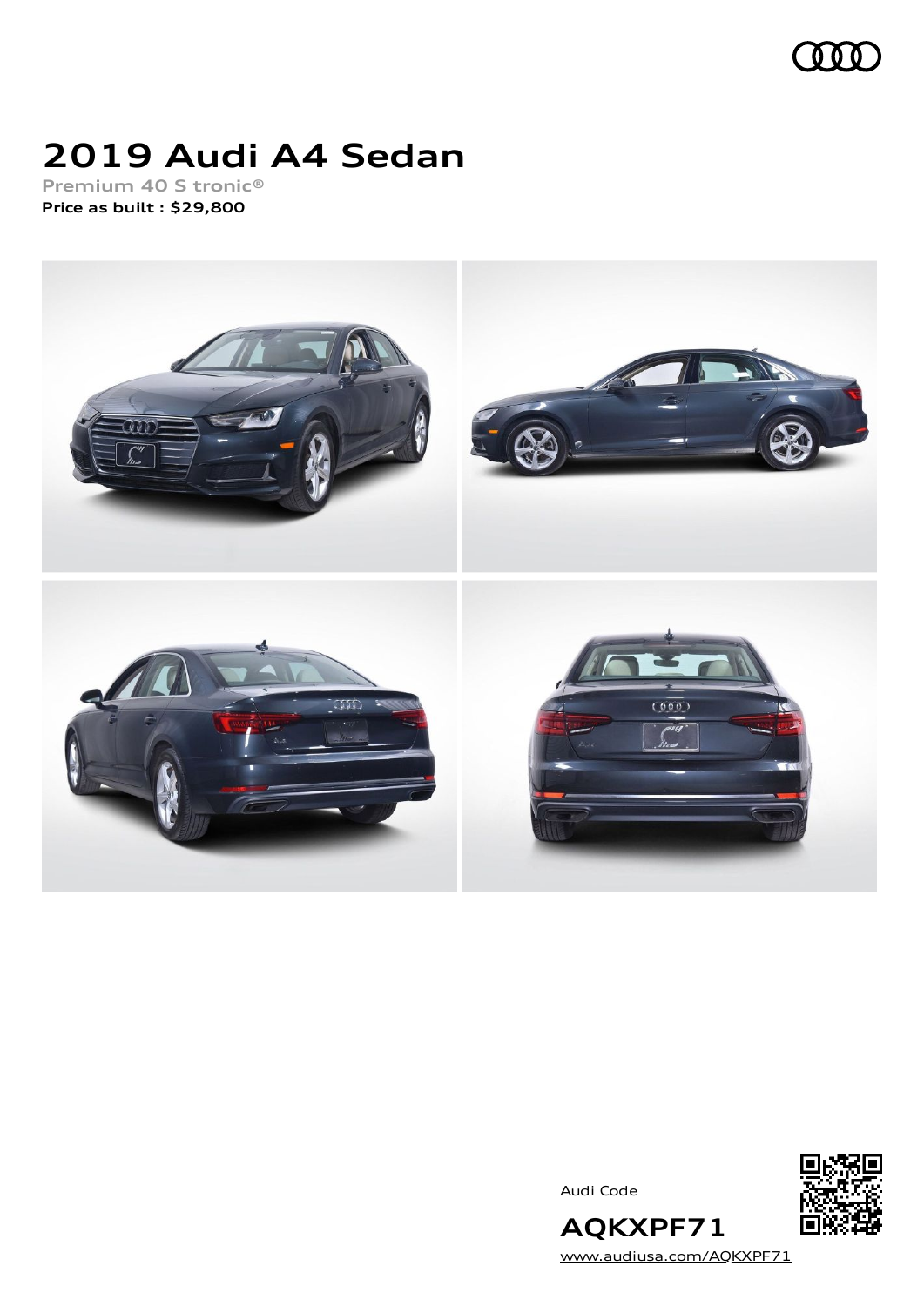# 2019 Audi A4 Sedan

Premium 40 S tronic®

**Price as built : $29,800**

Audi Code

**AQKXPF71**

www.audiusa.com/AQKXPF71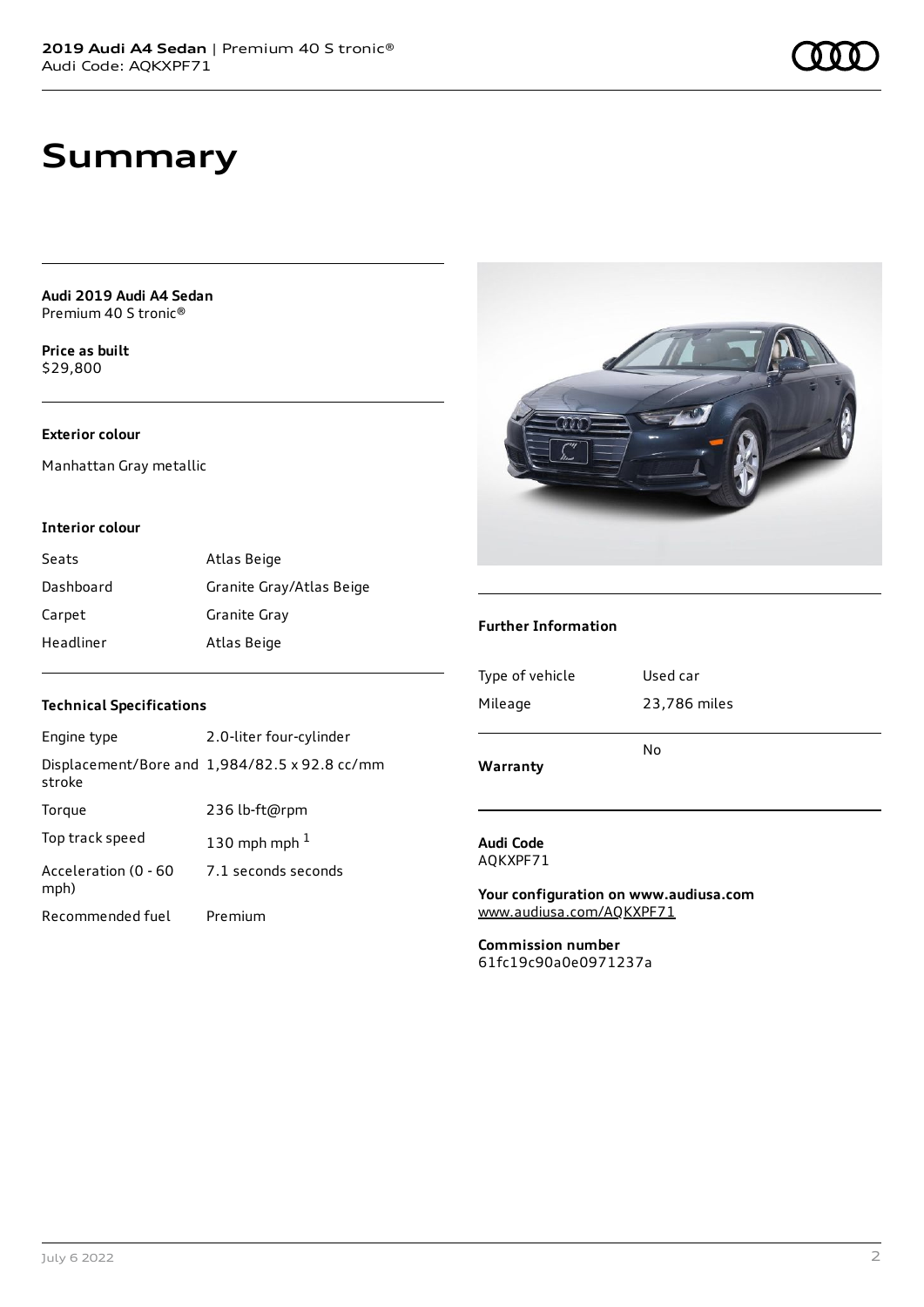# Summary

**Audi 2019 Audi A4 Sedan**
Premium 40 S tronic®

**Price as built**
$29,800

**Exterior colour**

Manhattan Gray metallic

**Interior colour**

| | |
|---|---|
| Seats | Atlas Beige |
| Dashboard | Granite Gray/Atlas Beige |
| Carpet | Granite Gray |
| Headliner | Atlas Beige |

**Technical Specifications**

| | |
|---|---|
| Engine type | 2.0-liter four-cylinder |
| Displacement/Bore and stroke | 1,984/82.5 x 92.8 cc/mm |
| Torque | 236 lb-ft@rpm |
| Top track speed | 130 mph mph [1] |
| Acceleration (0 - 60 mph) | 7.1 seconds seconds |
| Recommended fuel | Premium |

**Further Information**

| | |
|---|---|
| Type of vehicle | Used car |
| Mileage | 23,786 miles |
| **Warranty** | No |

**Audi Code**
AQKXPF71

**Your configuration on www.audiusa.com**
www.audiusa.com/AQKXPF71

**Commission number**
61fc19c90a0e0971237a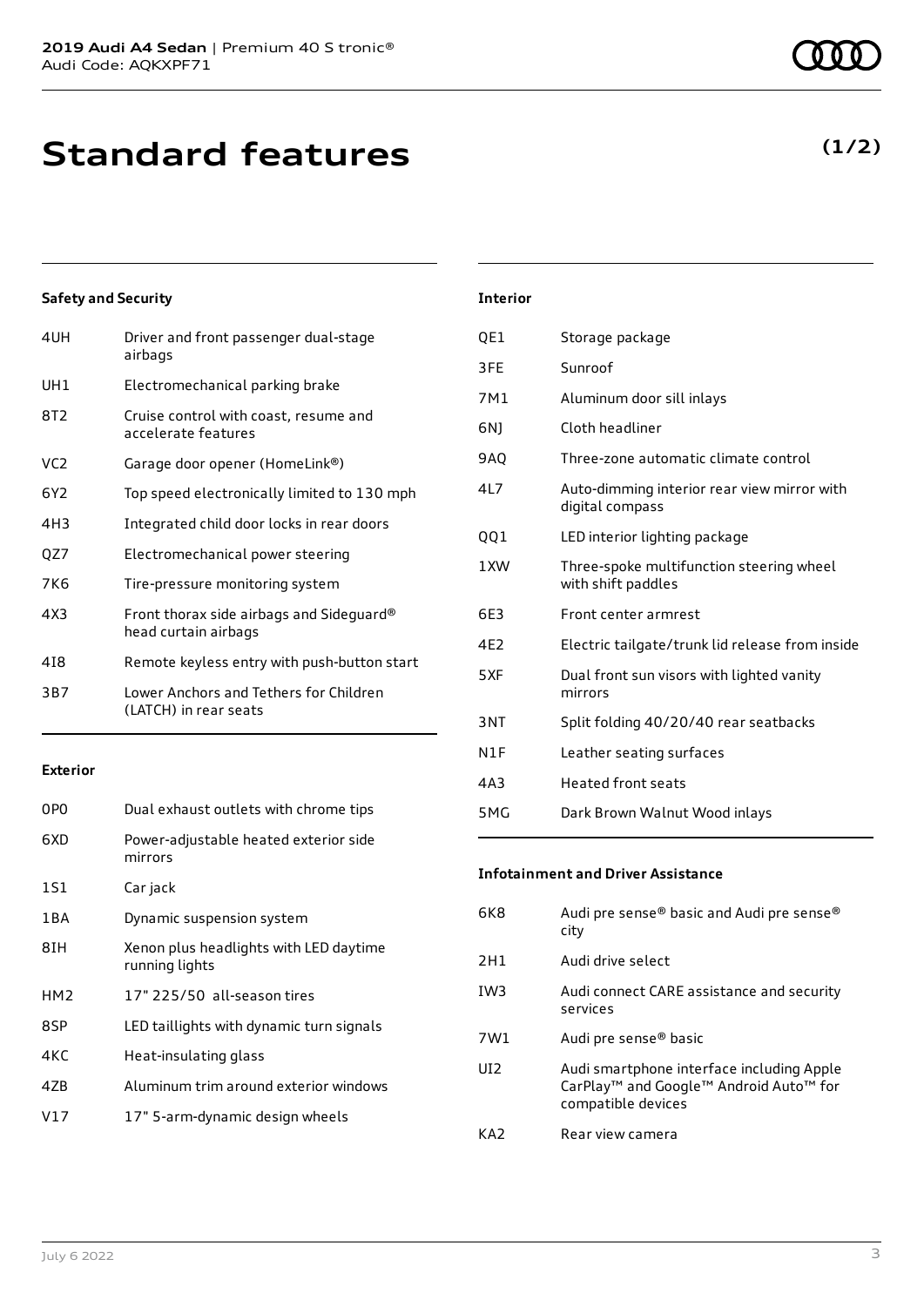# Standard features

**(1/2)**

### Safety and Security

| | |
|---|---|
| 4UH | Driver and front passenger dual-stage airbags |
| UH1 | Electromechanical parking brake |
| 8T2 | Cruise control with coast, resume and accelerate features |
| VC2 | Garage door opener (HomeLink®) |
| 6Y2 | Top speed electronically limited to 130 mph |
| 4H3 | Integrated child door locks in rear doors |
| QZ7 | Electromechanical power steering |
| 7K6 | Tire-pressure monitoring system |
| 4X3 | Front thorax side airbags and Sideguard® head curtain airbags |
| 4I8 | Remote keyless entry with push-button start |
| 3B7 | Lower Anchors and Tethers for Children (LATCH) in rear seats |

### Exterior

| | |
|---|---|
| 0P0 | Dual exhaust outlets with chrome tips |
| 6XD | Power-adjustable heated exterior side mirrors |
| 1S1 | Car jack |
| 1BA | Dynamic suspension system |
| 8IH | Xenon plus headlights with LED daytime running lights |
| HM2 | 17" 225/50 all-season tires |
| 8SP | LED taillights with dynamic turn signals |
| 4KC | Heat-insulating glass |
| 4ZB | Aluminum trim around exterior windows |
| V17 | 17" 5-arm-dynamic design wheels |

### Interior

| | |
|---|---|
| QE1 | Storage package |
| 3FE | Sunroof |
| 7M1 | Aluminum door sill inlays |
| 6NJ | Cloth headliner |
| 9AQ | Three-zone automatic climate control |
| 4L7 | Auto-dimming interior rear view mirror with digital compass |
| QQ1 | LED interior lighting package |
| 1XW | Three-spoke multifunction steering wheel with shift paddles |
| 6E3 | Front center armrest |
| 4E2 | Electric tailgate/trunk lid release from inside |
| 5XF | Dual front sun visors with lighted vanity mirrors |
| 3NT | Split folding 40/20/40 rear seatbacks |
| N1F | Leather seating surfaces |
| 4A3 | Heated front seats |
| 5MG | Dark Brown Walnut Wood inlays |

### Infotainment and Driver Assistance

| | |
|---|---|
| 6K8 | Audi pre sense® basic and Audi pre sense® city |
| 2H1 | Audi drive select |
| IW3 | Audi connect CARE assistance and security services |
| 7W1 | Audi pre sense® basic |
| UI2 | Audi smartphone interface including Apple CarPlay™ and Google™ Android Auto™ for compatible devices |
| KA2 | Rear view camera |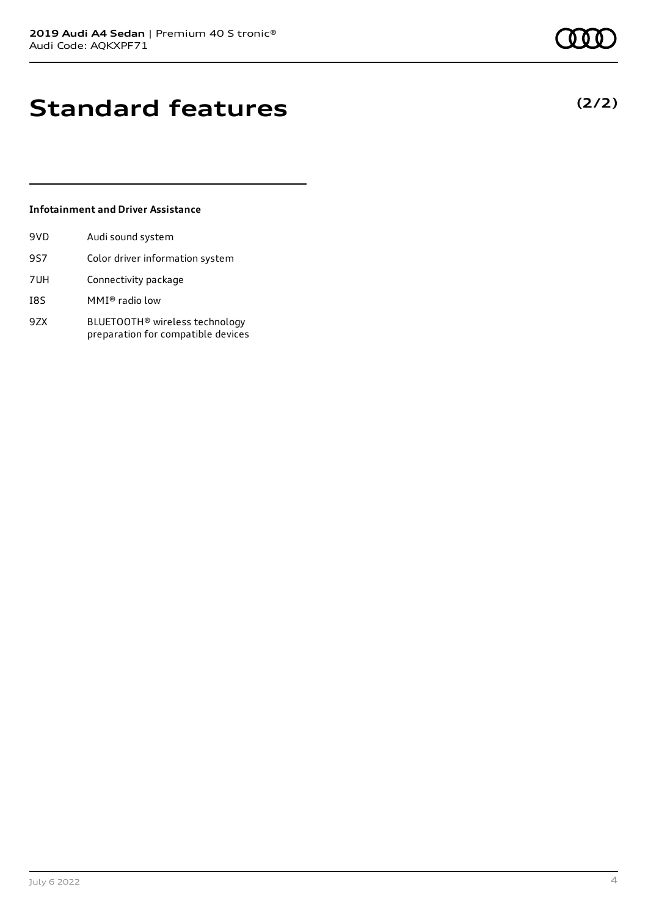# Standard features

**(2/2)**

### Infotainment and Driver Assistance

| | |
|---|---|
| 9VD | Audi sound system |
| 9S7 | Color driver information system |
| 7UH | Connectivity package |
| I8S | MMI® radio low |
| 9ZX | BLUETOOTH® wireless technology preparation for compatible devices |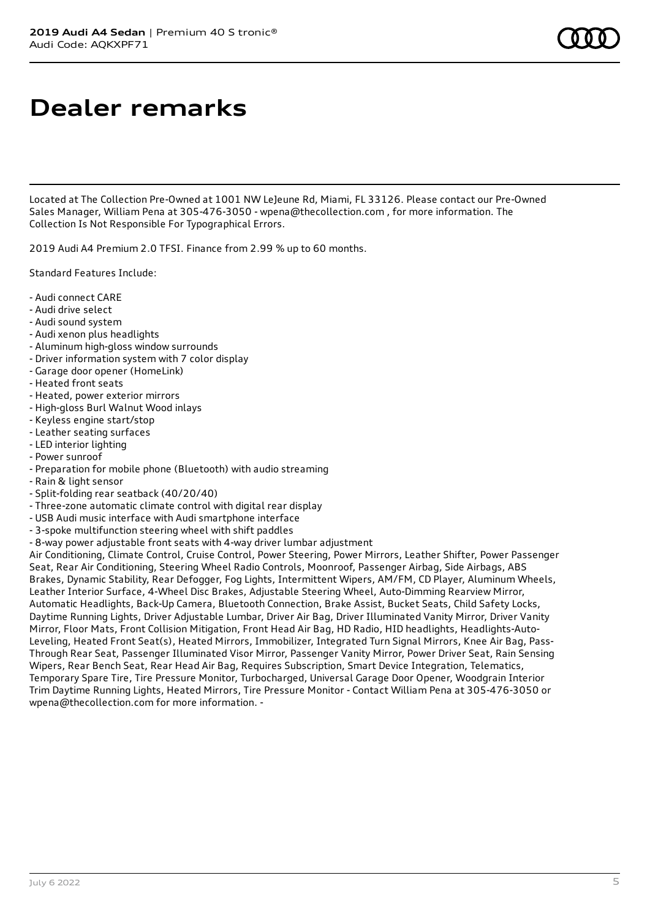# Dealer remarks

Located at The Collection Pre-Owned at 1001 NW LeJeune Rd, Miami, FL 33126. Please contact our Pre-Owned Sales Manager, William Pena at 305-476-3050 - wpena@thecollection.com , for more information. The Collection Is Not Responsible For Typographical Errors.

2019 Audi A4 Premium 2.0 TFSI. Finance from 2.99 % up to 60 months.

Standard Features Include:

- Audi connect CARE
- Audi drive select
- Audi sound system
- Audi xenon plus headlights
- Aluminum high-gloss window surrounds
- Driver information system with 7 color display
- Garage door opener (HomeLink)
- Heated front seats
- Heated, power exterior mirrors
- High-gloss Burl Walnut Wood inlays
- Keyless engine start/stop
- Leather seating surfaces
- LED interior lighting
- Power sunroof
- Preparation for mobile phone (Bluetooth) with audio streaming
- Rain & light sensor
- Split-folding rear seatback (40/20/40)
- Three-zone automatic climate control with digital rear display
- USB Audi music interface with Audi smartphone interface
- 3-spoke multifunction steering wheel with shift paddles
- 8-way power adjustable front seats with 4-way driver lumbar adjustment

Air Conditioning, Climate Control, Cruise Control, Power Steering, Power Mirrors, Leather Shifter, Power Passenger Seat, Rear Air Conditioning, Steering Wheel Radio Controls, Moonroof, Passenger Airbag, Side Airbags, ABS Brakes, Dynamic Stability, Rear Defogger, Fog Lights, Intermittent Wipers, AM/FM, CD Player, Aluminum Wheels, Leather Interior Surface, 4-Wheel Disc Brakes, Adjustable Steering Wheel, Auto-Dimming Rearview Mirror, Automatic Headlights, Back-Up Camera, Bluetooth Connection, Brake Assist, Bucket Seats, Child Safety Locks, Daytime Running Lights, Driver Adjustable Lumbar, Driver Air Bag, Driver Illuminated Vanity Mirror, Driver Vanity Mirror, Floor Mats, Front Collision Mitigation, Front Head Air Bag, HD Radio, HID headlights, Headlights-Auto-Leveling, Heated Front Seat(s), Heated Mirrors, Immobilizer, Integrated Turn Signal Mirrors, Knee Air Bag, Pass-Through Rear Seat, Passenger Illuminated Visor Mirror, Passenger Vanity Mirror, Power Driver Seat, Rain Sensing Wipers, Rear Bench Seat, Rear Head Air Bag, Requires Subscription, Smart Device Integration, Telematics, Temporary Spare Tire, Tire Pressure Monitor, Turbocharged, Universal Garage Door Opener, Woodgrain Interior Trim Daytime Running Lights, Heated Mirrors, Tire Pressure Monitor - Contact William Pena at 305-476-3050 or wpena@thecollection.com for more information. -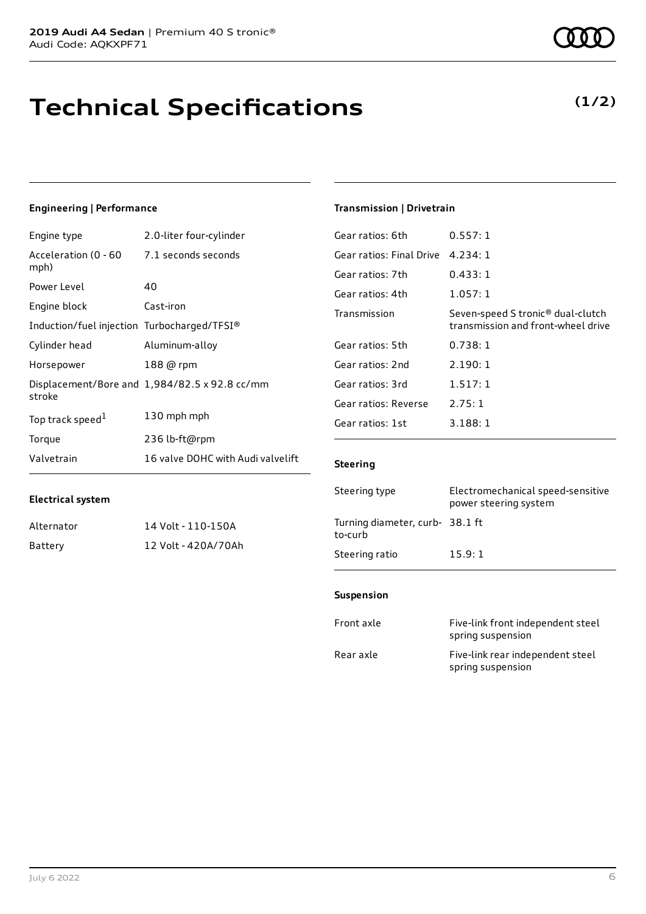**2019 Audi A4 Sedan** | Premium 40 S tronic®
Audi Code: AQKXPF71

# Technical Specifications

**(1/2)**

### Engineering | Performance

| | |
|---|---|
| Engine type | 2.0-liter four-cylinder |
| Acceleration (0 - 60 mph) | 7.1 seconds seconds |
| Power Level | 40 |
| Engine block | Cast-iron |
| Induction/fuel injection | Turbocharged/TFSI® |
| Cylinder head | Aluminum-alloy |
| Horsepower | 188 @ rpm |
| Displacement/Bore and stroke | 1,984/82.5 x 92.8 cc/mm |
| Top track speed[1] | 130 mph mph |
| Torque | 236 lb-ft@rpm |
| Valvetrain | 16 valve DOHC with Audi valvelift |

### Electrical system

| | |
|---|---|
| Alternator | 14 Volt - 110-150A |
| Battery | 12 Volt - 420A/70Ah |

### Transmission | Drivetrain

| | |
|---|---|
| Gear ratios: 6th | 0.557: 1 |
| Gear ratios: Final Drive | 4.234: 1 |
| Gear ratios: 7th | 0.433: 1 |
| Gear ratios: 4th | 1.057: 1 |
| Transmission | Seven-speed S tronic® dual-clutch transmission and front-wheel drive |
| Gear ratios: 5th | 0.738: 1 |
| Gear ratios: 2nd | 2.190: 1 |
| Gear ratios: 3rd | 1.517: 1 |
| Gear ratios: Reverse | 2.75: 1 |
| Gear ratios: 1st | 3.188: 1 |

### Steering

| | |
|---|---|
| Steering type | Electromechanical speed-sensitive power steering system |
| Turning diameter, curb-to-curb | 38.1 ft |
| Steering ratio | 15.9: 1 |

### Suspension

| | |
|---|---|
| Front axle | Five-link front independent steel spring suspension |
| Rear axle | Five-link rear independent steel spring suspension |

July 6 2022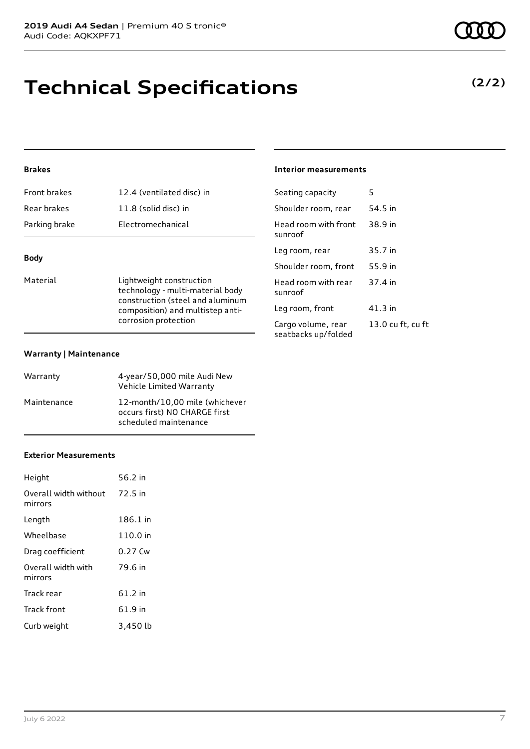# Technical Specifications

**(2/2)**

### Brakes

| | |
|---|---|
| Front brakes | 12.4 (ventilated disc) in |
| Rear brakes | 11.8 (solid disc) in |
| Parking brake | Electromechanical |

### Body

| | |
|---|---|
| Material | Lightweight construction technology - multi-material body construction (steel and aluminum composition) and multistep anti-corrosion protection |

### Warranty | Maintenance

| | |
|---|---|
| Warranty | 4-year/50,000 mile Audi New Vehicle Limited Warranty |
| Maintenance | 12-month/10,00 mile (whichever occurs first) NO CHARGE first scheduled maintenance |

### Exterior Measurements

| | |
|---|---|
| Height | 56.2 in |
| Overall width without mirrors | 72.5 in |
| Length | 186.1 in |
| Wheelbase | 110.0 in |
| Drag coefficient | 0.27 Cw |
| Overall width with mirrors | 79.6 in |
| Track rear | 61.2 in |
| Track front | 61.9 in |
| Curb weight | 3,450 lb |

### Interior measurements

| | |
|---|---|
| Seating capacity | 5 |
| Shoulder room, rear | 54.5 in |
| Head room with front sunroof | 38.9 in |
| Leg room, rear | 35.7 in |
| Shoulder room, front | 55.9 in |
| Head room with rear sunroof | 37.4 in |
| Leg room, front | 41.3 in |
| Cargo volume, rear seatbacks up/folded | 13.0 cu ft, cu ft |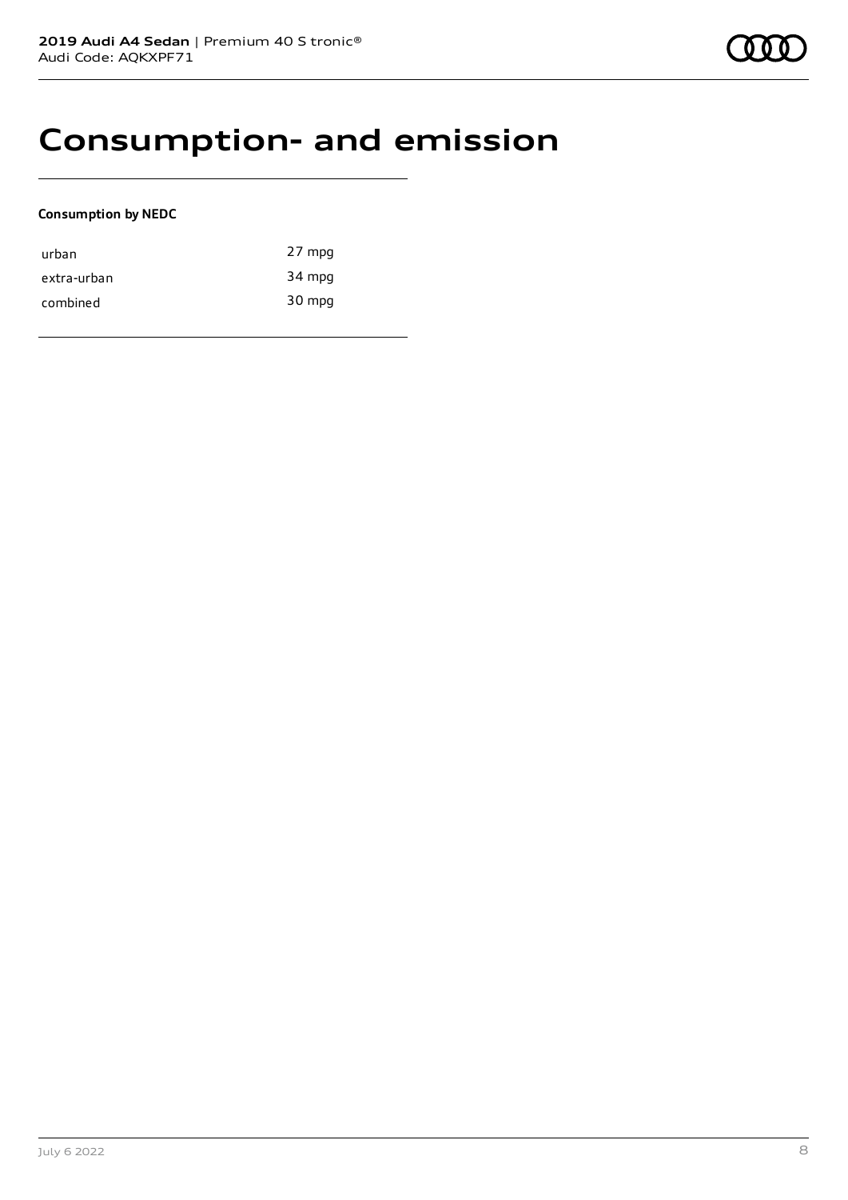# Consumption- and emission

**Consumption by NEDC**

| | |
|---|---|
| urban | 27 mpg |
| extra-urban | 34 mpg |
| combined | 30 mpg |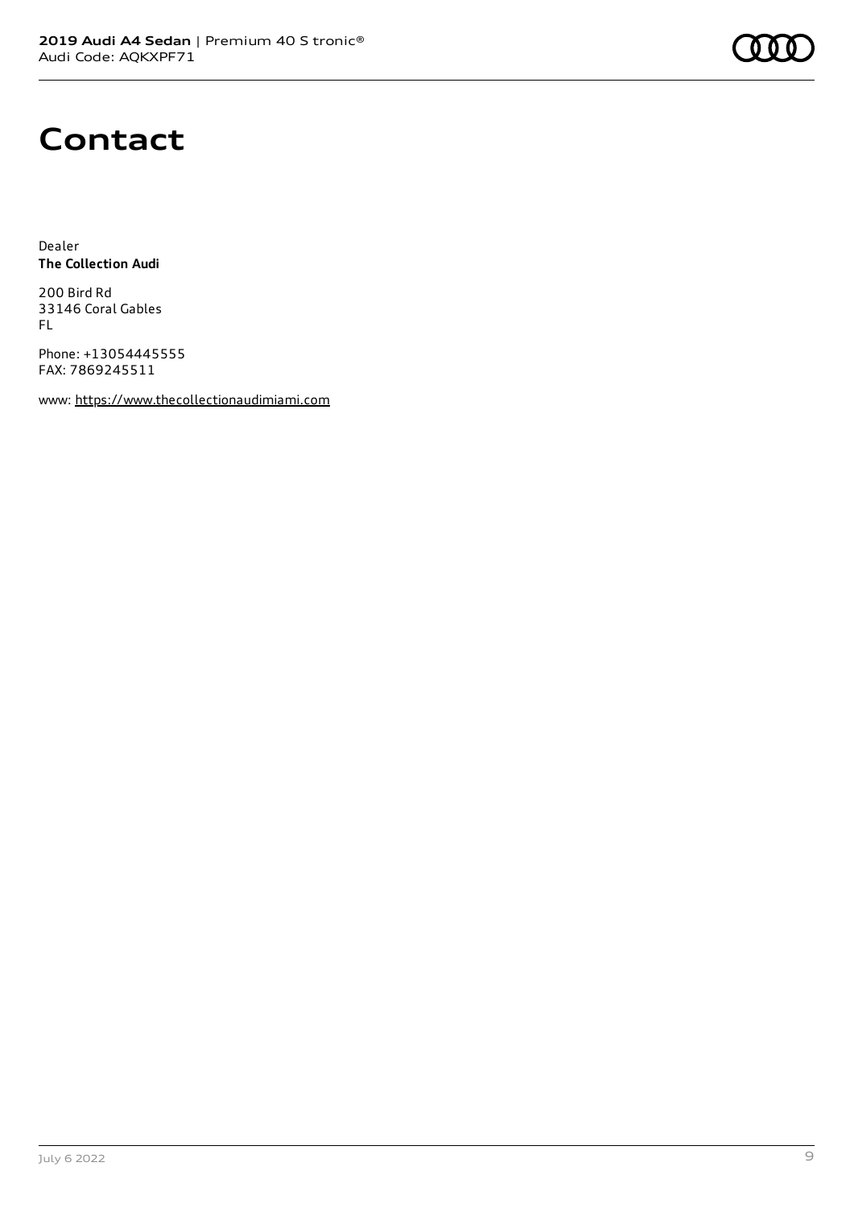# Contact

Dealer
**The Collection Audi**

200 Bird Rd
33146 Coral Gables
FL

Phone: +13054445555
FAX: 7869245511

www: https://www.thecollectionaudimiami.com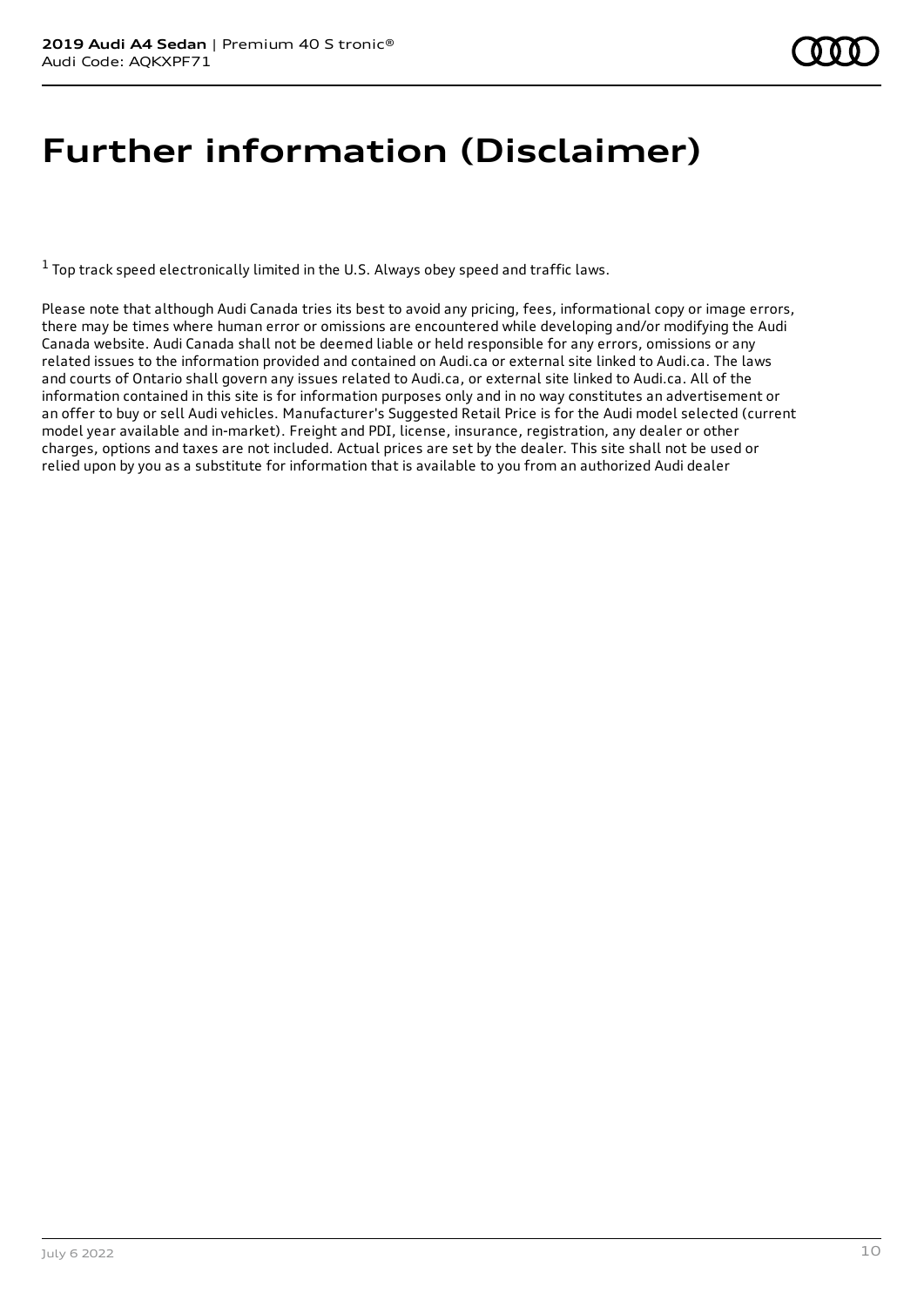# Further information (Disclaimer)

[1] Top track speed electronically limited in the U.S. Always obey speed and traffic laws.

Please note that although Audi Canada tries its best to avoid any pricing, fees, informational copy or image errors, there may be times where human error or omissions are encountered while developing and/or modifying the Audi Canada website. Audi Canada shall not be deemed liable or held responsible for any errors, omissions or any related issues to the information provided and contained on Audi.ca or external site linked to Audi.ca. The laws and courts of Ontario shall govern any issues related to Audi.ca, or external site linked to Audi.ca. All of the information contained in this site is for information purposes only and in no way constitutes an advertisement or an offer to buy or sell Audi vehicles. Manufacturer's Suggested Retail Price is for the Audi model selected (current model year available and in-market). Freight and PDI, license, insurance, registration, any dealer or other charges, options and taxes are not included. Actual prices are set by the dealer. This site shall not be used or relied upon by you as a substitute for information that is available to you from an authorized Audi dealer